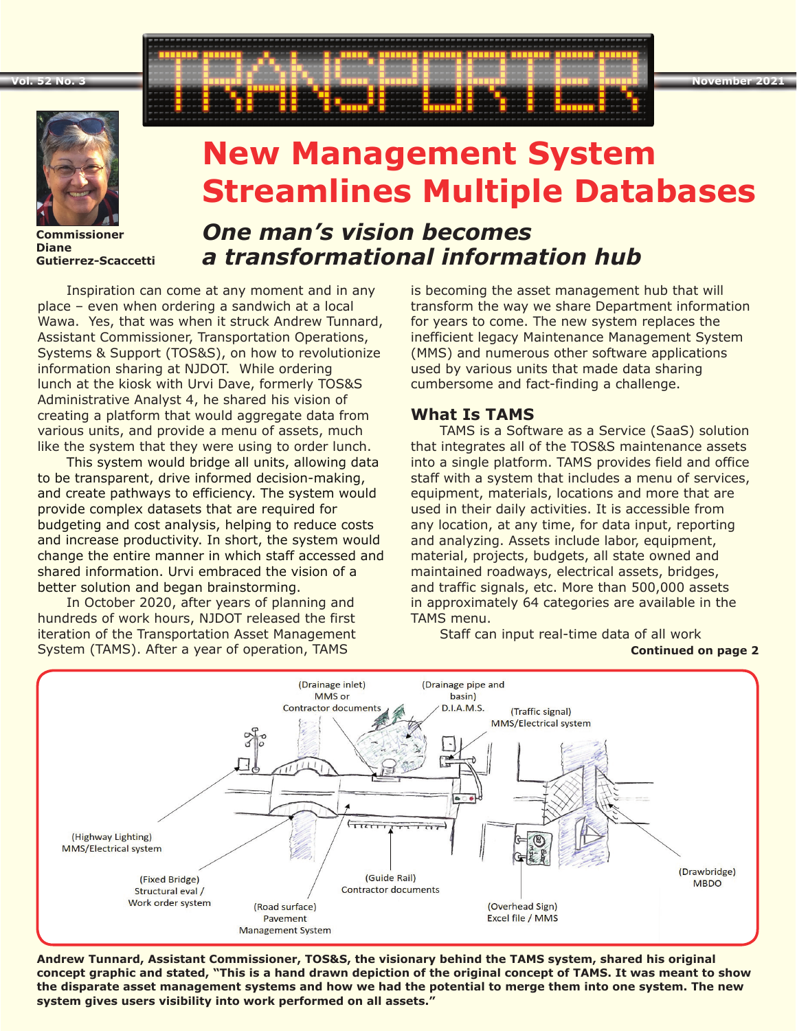# TRANSPORTER

Commissioner Diane Gutierrez-Scaccetti

# New Management System Streamlines Multiple Databases

## *One man's vision becomes a transformational information hub*

Inspiration can come at any moment and in any place – even when ordering a sandwich at a local Wawa. Yes, that was when it struck Andrew Tunnard, Assistant Commissioner, Transportation Operations, Systems & Support (TOS&S), on how to revolutionize information sharing at NJDOT. While ordering lunch at the kiosk with Urvi Dave, formerly TOS&S Administrative Analyst 4, he shared his vision of creating a platform that would aggregate data from various units, and provide a menu of assets, much like the system that they were using to order lunch.

This system would bridge all units, allowing data to be transparent, drive informed decision-making, and create pathways to efficiency. The system would provide complex datasets that are required for budgeting and cost analysis, helping to reduce costs and increase productivity. In short, the system would change the entire manner in which staff accessed and shared information. Urvi embraced the vision of a better solution and began brainstorming.

In October 2020, after years of planning and hundreds of work hours, NJDOT released the first iteration of the Transportation Asset Management System (TAMS). After a year of operation, TAMS is becoming the asset management hub that will transform the way we share Department information for years to come. The new system replaces the inefficient legacy Maintenance Management System (MMS) and numerous other software applications used by various units that made data sharing cumbersome and fact-finding a challenge.

### What Is TAMS

TAMS is a Software as a Service (SaaS) solution that integrates all of the TOS&S maintenance assets into a single platform. TAMS provides field and office staff with a system that includes a menu of services, equipment, materials, locations and more that are used in their daily activities. It is accessible from any location, at any time, for data input, reporting and analyzing. Assets include labor, equipment, material, projects, budgets, all state owned and maintained roadways, electrical assets, bridges, and traffic signals, etc. More than 500,000 assets in approximately 64 categories are available in the TAMS menu.

Staff can input real-time data of all work

**Continued on page 2**

(Drainage inlet) MMS or Contractor documents

(Drainage pipe and basin) D.I.A.M.S.

(Traffic signal) MMS/Electrical system

(Highway Lighting) MMS/Electrical system

(Fixed Bridge) Structural eval / Work order system

(Road surface) Pavement Management System

(Guide Rail) Contractor documents

(Overhead Sign) Excel file / MMS

(Drawbridge) MBDO

**Andrew Tunnard, Assistant Commissioner, TOS&S, the visionary behind the TAMS system, shared his original concept graphic and stated, "This is a hand drawn depiction of the original concept of TAMS. It was meant to show the disparate asset management systems and how we had the potential to merge them into one system. The new system gives users visibility into work performed on all assets."**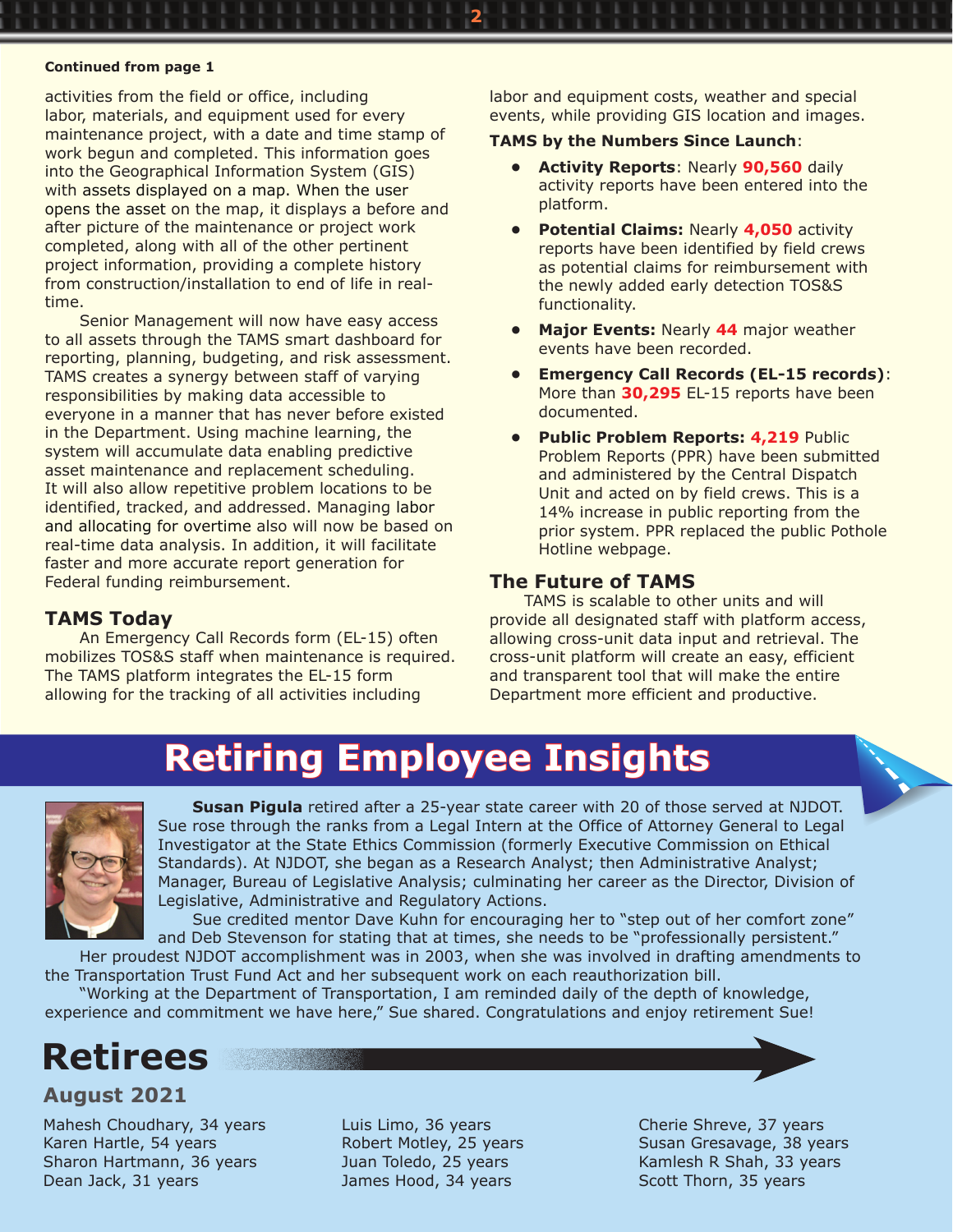**Continued from page 1**

activities from the field or office, including labor, materials, and equipment used for every maintenance project, with a date and time stamp of work begun and completed. This information goes into the Geographical Information System (GIS) with assets displayed on a map. When the user opens the asset on the map, it displays a before and after picture of the maintenance or project work completed, along with all of the other pertinent project information, providing a complete history from construction/installation to end of life in real-time.

Senior Management will now have easy access to all assets through the TAMS smart dashboard for reporting, planning, budgeting, and risk assessment. TAMS creates a synergy between staff of varying responsibilities by making data accessible to everyone in a manner that has never before existed in the Department. Using machine learning, the system will accumulate data enabling predictive asset maintenance and replacement scheduling. It will also allow repetitive problem locations to be identified, tracked, and addressed. Managing labor and allocating for overtime also will now be based on real-time data analysis. In addition, it will facilitate faster and more accurate report generation for Federal funding reimbursement.

## TAMS Today

An Emergency Call Records form (EL-15) often mobilizes TOS&S staff when maintenance is required. The TAMS platform integrates the EL-15 form allowing for the tracking of all activities including labor and equipment costs, weather and special events, while providing GIS location and images.

**TAMS by the Numbers Since Launch**:

- **Activity Reports**: Nearly **90,560** daily activity reports have been entered into the platform.
- **Potential Claims:** Nearly **4,050** activity reports have been identified by field crews as potential claims for reimbursement with the newly added early detection TOS&S functionality.
- **Major Events:** Nearly **44** major weather events have been recorded.
- **Emergency Call Records (EL-15 records)**: More than **30,295** EL-15 reports have been documented.
- **Public Problem Reports: 4,219** Public Problem Reports (PPR) have been submitted and administered by the Central Dispatch Unit and acted on by field crews. This is a 14% increase in public reporting from the prior system. PPR replaced the public Pothole Hotline webpage.

## The Future of TAMS

TAMS is scalable to other units and will provide all designated staff with platform access, allowing cross-unit data input and retrieval. The cross-unit platform will create an easy, efficient and transparent tool that will make the entire Department more efficient and productive.

# Retiring Employee Insights

**Susan Pigula** retired after a 25-year state career with 20 of those served at NJDOT. Sue rose through the ranks from a Legal Intern at the Office of Attorney General to Legal Investigator at the State Ethics Commission (formerly Executive Commission on Ethical Standards). At NJDOT, she began as a Research Analyst; then Administrative Analyst; Manager, Bureau of Legislative Analysis; culminating her career as the Director, Division of Legislative, Administrative and Regulatory Actions.

Sue credited mentor Dave Kuhn for encouraging her to "step out of her comfort zone" and Deb Stevenson for stating that at times, she needs to be "professionally persistent."

Her proudest NJDOT accomplishment was in 2003, when she was involved in drafting amendments to the Transportation Trust Fund Act and her subsequent work on each reauthorization bill.

"Working at the Department of Transportation, I am reminded daily of the depth of knowledge, experience and commitment we have here," Sue shared. Congratulations and enjoy retirement Sue!

# Retirees

## August 2021

Mahesh Choudhary, 34 years
Karen Hartle, 54 years
Sharon Hartmann, 36 years
Dean Jack, 31 years
Luis Limo, 36 years
Robert Motley, 25 years
Juan Toledo, 25 years
James Hood, 34 years
Cherie Shreve, 37 years
Susan Gresavage, 38 years
Kamlesh R Shah, 33 years
Scott Thorn, 35 years